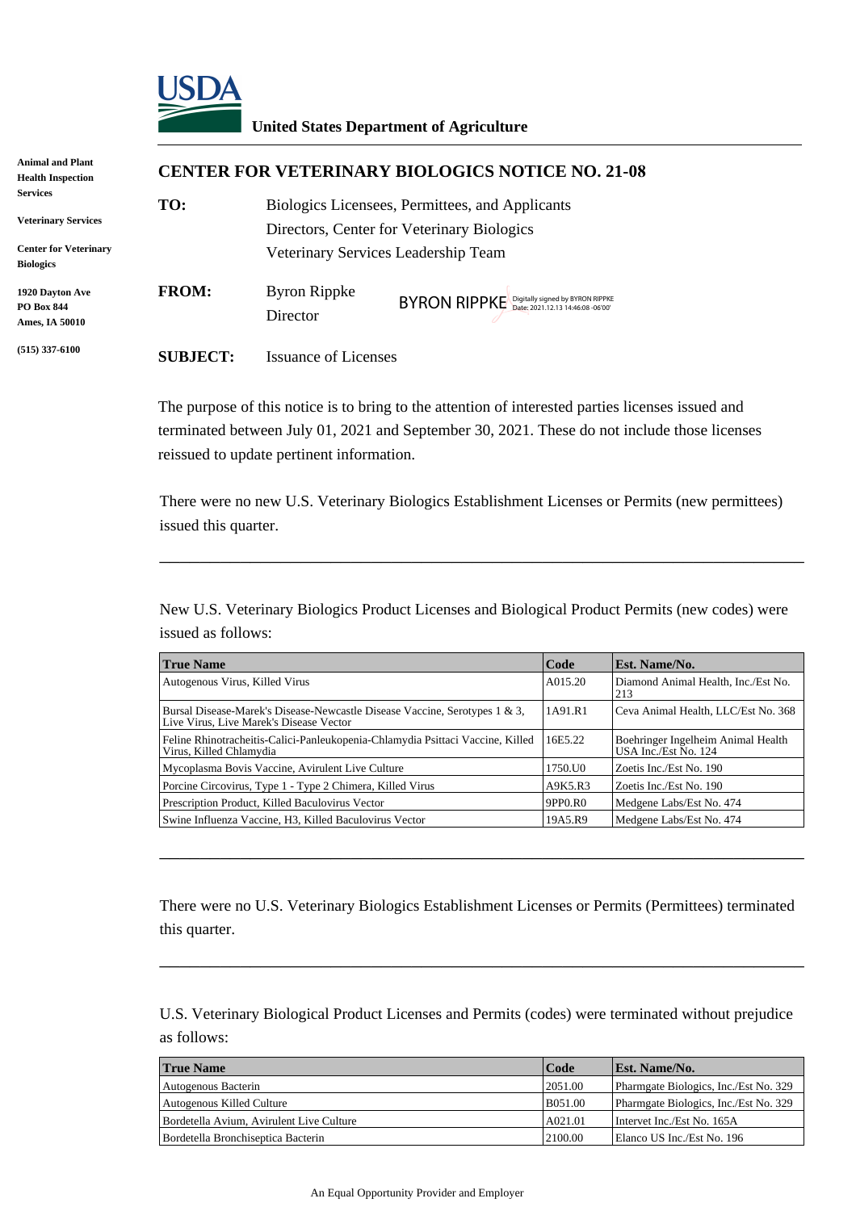**United States Department of Agriculture**

Animal and Plant Health Inspection Services

Veterinary Services

Center for Veterinary Biologics

1920 Dayton Ave
PO Box 844
Ames, IA 50010

(515) 337-6100

## CENTER FOR VETERINARY BIOLOGICS NOTICE NO. 21-08

**TO:** Biologics Licensees, Permittees, and Applicants
Directors, Center for Veterinary Biologics
Veterinary Services Leadership Team

**FROM:** Byron Rippke
Director

BYRON RIPPKE Digitally signed by BYRON RIPPKE Date: 2021.12.13 14:46:08 -06'00'

**SUBJECT:** Issuance of Licenses

The purpose of this notice is to bring to the attention of interested parties licenses issued and terminated between July 01, 2021 and September 30, 2021. These do not include those licenses reissued to update pertinent information.

There were no new U.S. Veterinary Biologics Establishment Licenses or Permits (new permittees) issued this quarter.

---

New U.S. Veterinary Biologics Product Licenses and Biological Product Permits (new codes) were issued as follows:

| True Name | Code | Est. Name/No. |
|---|---|---|
| Autogenous Virus, Killed Virus | A015.20 | Diamond Animal Health, Inc./Est No. 213 |
| Bursal Disease-Marek's Disease-Newcastle Disease Vaccine, Serotypes 1 & 3, Live Virus, Live Marek's Disease Vector | 1A91.R1 | Ceva Animal Health, LLC/Est No. 368 |
| Feline Rhinotracheitis-Calici-Panleukopenia-Chlamydia Psittaci Vaccine, Killed Virus, Killed Chlamydia | 16E5.22 | Boehringer Ingelheim Animal Health USA Inc./Est No. 124 |
| Mycoplasma Bovis Vaccine, Avirulent Live Culture | 1750.U0 | Zoetis Inc./Est No. 190 |
| Porcine Circovirus, Type 1 - Type 2 Chimera, Killed Virus | A9K5.R3 | Zoetis Inc./Est No. 190 |
| Prescription Product, Killed Baculovirus Vector | 9PP0.R0 | Medgene Labs/Est No. 474 |
| Swine Influenza Vaccine, H3, Killed Baculovirus Vector | 19A5.R9 | Medgene Labs/Est No. 474 |

---

There were no U.S. Veterinary Biologics Establishment Licenses or Permits (Permittees) terminated this quarter.

---

U.S. Veterinary Biological Product Licenses and Permits (codes) were terminated without prejudice as follows:

| True Name | Code | Est. Name/No. |
|---|---|---|
| Autogenous Bacterin | 2051.00 | Pharmgate Biologics, Inc./Est No. 329 |
| Autogenous Killed Culture | B051.00 | Pharmgate Biologics, Inc./Est No. 329 |
| Bordetella Avium, Avirulent Live Culture | A021.01 | Intervet Inc./Est No. 165A |
| Bordetella Bronchiseptica Bacterin | 2100.00 | Elanco US Inc./Est No. 196 |

An Equal Opportunity Provider and Employer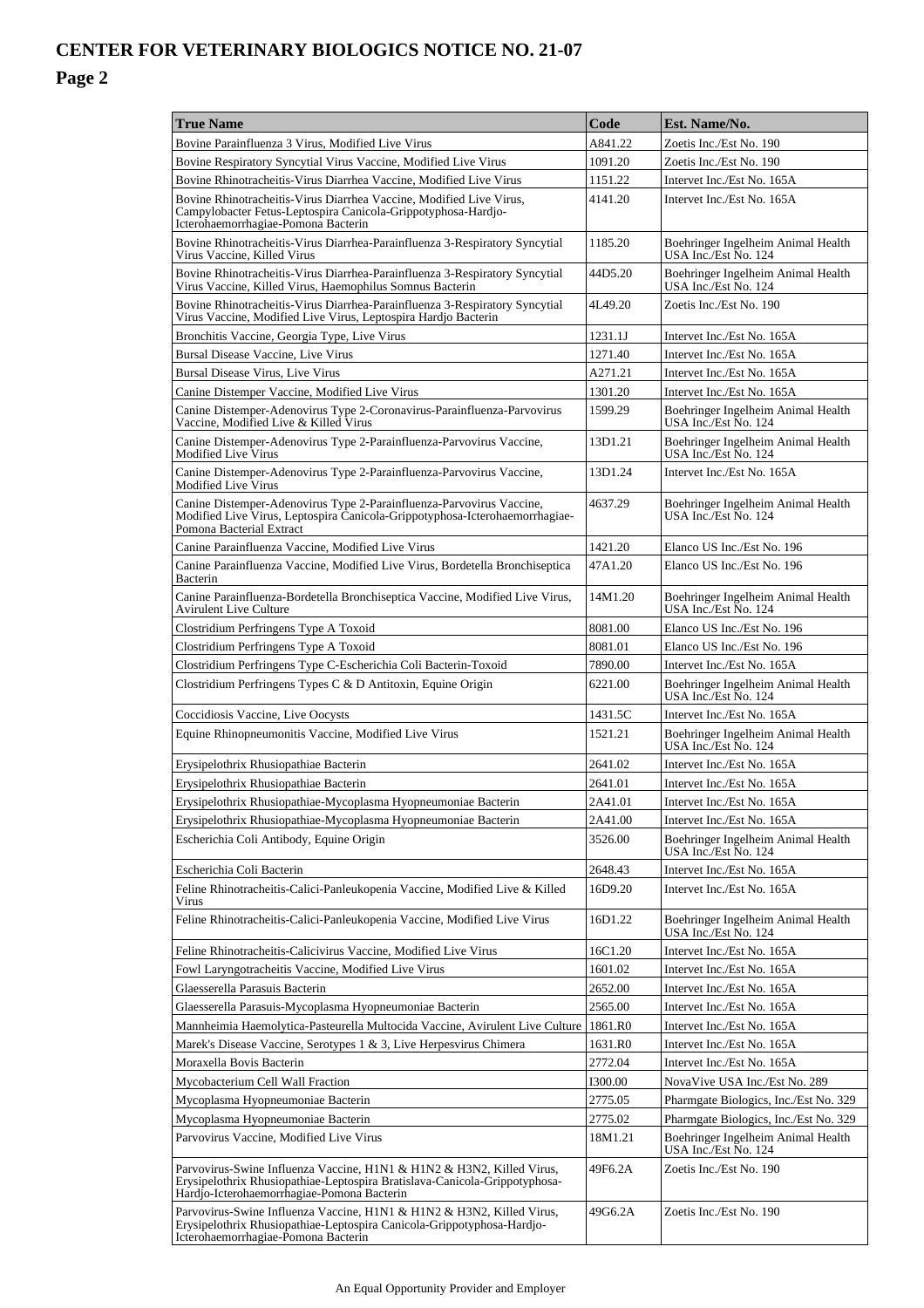# CENTER FOR VETERINARY BIOLOGICS NOTICE NO. 21-07

## Page 2

| True Name | Code | Est. Name/No. |
|---|---|---|
| Bovine Parainfluenza 3 Virus, Modified Live Virus | A841.22 | Zoetis Inc./Est No. 190 |
| Bovine Respiratory Syncytial Virus Vaccine, Modified Live Virus | 1091.20 | Zoetis Inc./Est No. 190 |
| Bovine Rhinotracheitis-Virus Diarrhea Vaccine, Modified Live Virus | 1151.22 | Intervet Inc./Est No. 165A |
| Bovine Rhinotracheitis-Virus Diarrhea Vaccine, Modified Live Virus, Campylobacter Fetus-Leptospira Canicola-Grippotyphosa-Hardjo-Icterohaemorrhagiae-Pomona Bacterin | 4141.20 | Intervet Inc./Est No. 165A |
| Bovine Rhinotracheitis-Virus Diarrhea-Parainfluenza 3-Respiratory Syncytial Virus Vaccine, Killed Virus | 1185.20 | Boehringer Ingelheim Animal Health USA Inc./Est No. 124 |
| Bovine Rhinotracheitis-Virus Diarrhea-Parainfluenza 3-Respiratory Syncytial Virus Vaccine, Killed Virus, Haemophilus Somnus Bacterin | 44D5.20 | Boehringer Ingelheim Animal Health USA Inc./Est No. 124 |
| Bovine Rhinotracheitis-Virus Diarrhea-Parainfluenza 3-Respiratory Syncytial Virus Vaccine, Modified Live Virus, Leptospira Hardjo Bacterin | 4L49.20 | Zoetis Inc./Est No. 190 |
| Bronchitis Vaccine, Georgia Type, Live Virus | 1231.1J | Intervet Inc./Est No. 165A |
| Bursal Disease Vaccine, Live Virus | 1271.40 | Intervet Inc./Est No. 165A |
| Bursal Disease Virus, Live Virus | A271.21 | Intervet Inc./Est No. 165A |
| Canine Distemper Vaccine, Modified Live Virus | 1301.20 | Intervet Inc./Est No. 165A |
| Canine Distemper-Adenovirus Type 2-Coronavirus-Parainfluenza-Parvovirus Vaccine, Modified Live & Killed Virus | 1599.29 | Boehringer Ingelheim Animal Health USA Inc./Est No. 124 |
| Canine Distemper-Adenovirus Type 2-Parainfluenza-Parvovirus Vaccine, Modified Live Virus | 13D1.21 | Boehringer Ingelheim Animal Health USA Inc./Est No. 124 |
| Canine Distemper-Adenovirus Type 2-Parainfluenza-Parvovirus Vaccine, Modified Live Virus | 13D1.24 | Intervet Inc./Est No. 165A |
| Canine Distemper-Adenovirus Type 2-Parainfluenza-Parvovirus Vaccine, Modified Live Virus, Leptospira Canicola-Grippotyphosa-Icterohaemorrhagiae-Pomona Bacterial Extract | 4637.29 | Boehringer Ingelheim Animal Health USA Inc./Est No. 124 |
| Canine Parainfluenza Vaccine, Modified Live Virus | 1421.20 | Elanco US Inc./Est No. 196 |
| Canine Parainfluenza Vaccine, Modified Live Virus, Bordetella Bronchiseptica Bacterin | 47A1.20 | Elanco US Inc./Est No. 196 |
| Canine Parainfluenza-Bordetella Bronchiseptica Vaccine, Modified Live Virus, Avirulent Live Culture | 14M1.20 | Boehringer Ingelheim Animal Health USA Inc./Est No. 124 |
| Clostridium Perfringens Type A Toxoid | 8081.00 | Elanco US Inc./Est No. 196 |
| Clostridium Perfringens Type A Toxoid | 8081.01 | Elanco US Inc./Est No. 196 |
| Clostridium Perfringens Type C-Escherichia Coli Bacterin-Toxoid | 7890.00 | Intervet Inc./Est No. 165A |
| Clostridium Perfringens Types C & D Antitoxin, Equine Origin | 6221.00 | Boehringer Ingelheim Animal Health USA Inc./Est No. 124 |
| Coccidiosis Vaccine, Live Oocysts | 1431.5C | Intervet Inc./Est No. 165A |
| Equine Rhinopneumonitis Vaccine, Modified Live Virus | 1521.21 | Boehringer Ingelheim Animal Health USA Inc./Est No. 124 |
| Erysipelothrix Rhusiopathiae Bacterin | 2641.02 | Intervet Inc./Est No. 165A |
| Erysipelothrix Rhusiopathiae Bacterin | 2641.01 | Intervet Inc./Est No. 165A |
| Erysipelothrix Rhusiopathiae-Mycoplasma Hyopneumoniae Bacterin | 2A41.01 | Intervet Inc./Est No. 165A |
| Erysipelothrix Rhusiopathiae-Mycoplasma Hyopneumoniae Bacterin | 2A41.00 | Intervet Inc./Est No. 165A |
| Escherichia Coli Antibody, Equine Origin | 3526.00 | Boehringer Ingelheim Animal Health USA Inc./Est No. 124 |
| Escherichia Coli Bacterin | 2648.43 | Intervet Inc./Est No. 165A |
| Feline Rhinotracheitis-Calici-Panleukopenia Vaccine, Modified Live & Killed Virus | 16D9.20 | Intervet Inc./Est No. 165A |
| Feline Rhinotracheitis-Calici-Panleukopenia Vaccine, Modified Live Virus | 16D1.22 | Boehringer Ingelheim Animal Health USA Inc./Est No. 124 |
| Feline Rhinotracheitis-Calicivirus Vaccine, Modified Live Virus | 16C1.20 | Intervet Inc./Est No. 165A |
| Fowl Laryngotracheitis Vaccine, Modified Live Virus | 1601.02 | Intervet Inc./Est No. 165A |
| Glaesserella Parasuis Bacterin | 2652.00 | Intervet Inc./Est No. 165A |
| Glaesserella Parasuis-Mycoplasma Hyopneumoniae Bacterin | 2565.00 | Intervet Inc./Est No. 165A |
| Mannheimia Haemolytica-Pasteurella Multocida Vaccine, Avirulent Live Culture | 1861.R0 | Intervet Inc./Est No. 165A |
| Marek's Disease Vaccine, Serotypes 1 & 3, Live Herpesvirus Chimera | 1631.R0 | Intervet Inc./Est No. 165A |
| Moraxella Bovis Bacterin | 2772.04 | Intervet Inc./Est No. 165A |
| Mycobacterium Cell Wall Fraction | I300.00 | NovaVive USA Inc./Est No. 289 |
| Mycoplasma Hyopneumoniae Bacterin | 2775.05 | Pharmgate Biologics, Inc./Est No. 329 |
| Mycoplasma Hyopneumoniae Bacterin | 2775.02 | Pharmgate Biologics, Inc./Est No. 329 |
| Parvovirus Vaccine, Modified Live Virus | 18M1.21 | Boehringer Ingelheim Animal Health USA Inc./Est No. 124 |
| Parvovirus-Swine Influenza Vaccine, H1N1 & H1N2 & H3N2, Killed Virus, Erysipelothrix Rhusiopathiae-Leptospira Bratislava-Canicola-Grippotyphosa-Hardjo-Icterohaemorrhagiae-Pomona Bacterin | 49F6.2A | Zoetis Inc./Est No. 190 |
| Parvovirus-Swine Influenza Vaccine, H1N1 & H1N2 & H3N2, Killed Virus, Erysipelothrix Rhusiopathiae-Leptospira Canicola-Grippotyphosa-Hardjo-Icterohaemorrhagiae-Pomona Bacterin | 49G6.2A | Zoetis Inc./Est No. 190 |

An Equal Opportunity Provider and Employer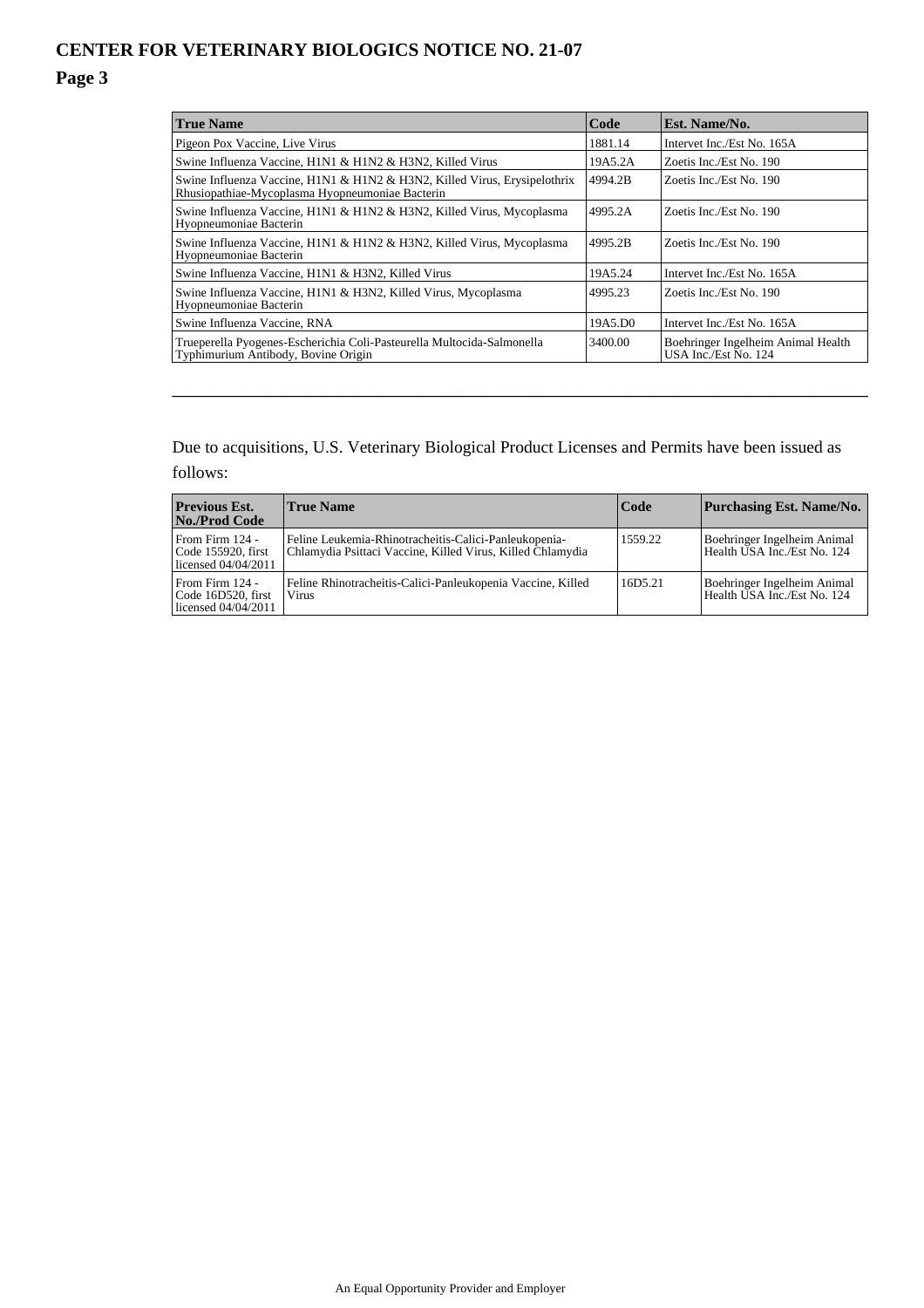| True Name | Code | Est. Name/No. |
|---|---|---|
| Pigeon Pox Vaccine, Live Virus | 1881.14 | Intervet Inc./Est No. 165A |
| Swine Influenza Vaccine, H1N1 & H1N2 & H3N2, Killed Virus | 19A5.2A | Zoetis Inc./Est No. 190 |
| Swine Influenza Vaccine, H1N1 & H1N2 & H3N2, Killed Virus, Erysipelothrix Rhusiopathiae-Mycoplasma Hyopneumoniae Bacterin | 4994.2B | Zoetis Inc./Est No. 190 |
| Swine Influenza Vaccine, H1N1 & H1N2 & H3N2, Killed Virus, Mycoplasma Hyopneumoniae Bacterin | 4995.2A | Zoetis Inc./Est No. 190 |
| Swine Influenza Vaccine, H1N1 & H1N2 & H3N2, Killed Virus, Mycoplasma Hyopneumoniae Bacterin | 4995.2B | Zoetis Inc./Est No. 190 |
| Swine Influenza Vaccine, H1N1 & H3N2, Killed Virus | 19A5.24 | Intervet Inc./Est No. 165A |
| Swine Influenza Vaccine, H1N1 & H3N2, Killed Virus, Mycoplasma Hyopneumoniae Bacterin | 4995.23 | Zoetis Inc./Est No. 190 |
| Swine Influenza Vaccine, RNA | 19A5.D0 | Intervet Inc./Est No. 165A |
| Trueperella Pyogenes-Escherichia Coli-Pasteurella Multocida-Salmonella Typhimurium Antibody, Bovine Origin | 3400.00 | Boehringer Ingelheim Animal Health USA Inc./Est No. 124 |

---

Due to acquisitions, U.S. Veterinary Biological Product Licenses and Permits have been issued as follows:

| Previous Est. No./Prod Code | True Name | Code | Purchasing Est. Name/No. |
|---|---|---|---|
| From Firm 124 - Code 155920, first licensed 04/04/2011 | Feline Leukemia-Rhinotracheitis-Calici-Panleukopenia-Chlamydia Psittaci Vaccine, Killed Virus, Killed Chlamydia | 1559.22 | Boehringer Ingelheim Animal Health USA Inc./Est No. 124 |
| From Firm 124 - Code 16D520, first licensed 04/04/2011 | Feline Rhinotracheitis-Calici-Panleukopenia Vaccine, Killed Virus | 16D5.21 | Boehringer Ingelheim Animal Health USA Inc./Est No. 124 |